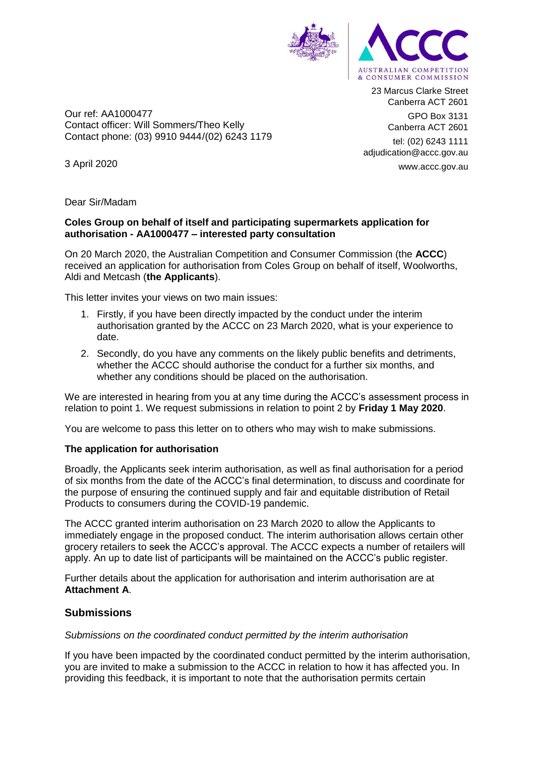23 Marcus Clarke Street
Canberra ACT 2601

GPO Box 3131
Canberra ACT 2601

tel: (02) 6243 1111
adjudication@accc.gov.au
www.accc.gov.au

Our ref: AA1000477
Contact officer: Will Sommers/Theo Kelly
Contact phone: (03) 9910 9444/(02) 6243 1179

3 April 2020

Dear Sir/Madam

**Coles Group on behalf of itself and participating supermarkets application for authorisation - AA1000477 – interested party consultation**

On 20 March 2020, the Australian Competition and Consumer Commission (the **ACCC**) received an application for authorisation from Coles Group on behalf of itself, Woolworths, Aldi and Metcash (**the Applicants**).

This letter invites your views on two main issues:

1. Firstly, if you have been directly impacted by the conduct under the interim authorisation granted by the ACCC on 23 March 2020, what is your experience to date.
2. Secondly, do you have any comments on the likely public benefits and detriments, whether the ACCC should authorise the conduct for a further six months, and whether any conditions should be placed on the authorisation.

We are interested in hearing from you at any time during the ACCC's assessment process in relation to point 1. We request submissions in relation to point 2 by **Friday 1 May 2020**.

You are welcome to pass this letter on to others who may wish to make submissions.

**The application for authorisation**

Broadly, the Applicants seek interim authorisation, as well as final authorisation for a period of six months from the date of the ACCC's final determination, to discuss and coordinate for the purpose of ensuring the continued supply and fair and equitable distribution of Retail Products to consumers during the COVID-19 pandemic.

The ACCC granted interim authorisation on 23 March 2020 to allow the Applicants to immediately engage in the proposed conduct. The interim authorisation allows certain other grocery retailers to seek the ACCC's approval. The ACCC expects a number of retailers will apply. An up to date list of participants will be maintained on the ACCC's public register.

Further details about the application for authorisation and interim authorisation are at **Attachment A**.

## Submissions

*Submissions on the coordinated conduct permitted by the interim authorisation*

If you have been impacted by the coordinated conduct permitted by the interim authorisation, you are invited to make a submission to the ACCC in relation to how it has affected you. In providing this feedback, it is important to note that the authorisation permits certain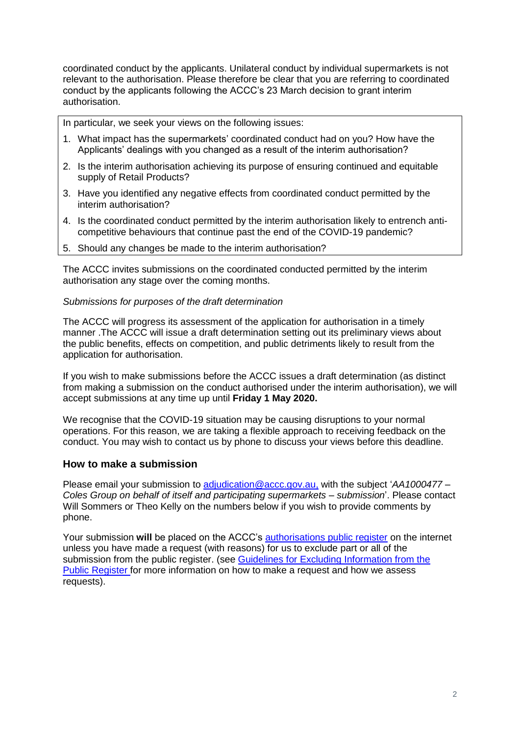coordinated conduct by the applicants. Unilateral conduct by individual supermarkets is not relevant to the authorisation. Please therefore be clear that you are referring to coordinated conduct by the applicants following the ACCC's 23 March decision to grant interim authorisation.

In particular, we seek your views on the following issues:

1. What impact has the supermarkets' coordinated conduct had on you? How have the Applicants' dealings with you changed as a result of the interim authorisation?
2. Is the interim authorisation achieving its purpose of ensuring continued and equitable supply of Retail Products?
3. Have you identified any negative effects from coordinated conduct permitted by the interim authorisation?
4. Is the coordinated conduct permitted by the interim authorisation likely to entrench anti-competitive behaviours that continue past the end of the COVID-19 pandemic?
5. Should any changes be made to the interim authorisation?

The ACCC invites submissions on the coordinated conducted permitted by the interim authorisation any stage over the coming months.

*Submissions for purposes of the draft determination*

The ACCC will progress its assessment of the application for authorisation in a timely manner .The ACCC will issue a draft determination setting out its preliminary views about the public benefits, effects on competition, and public detriments likely to result from the application for authorisation.

If you wish to make submissions before the ACCC issues a draft determination (as distinct from making a submission on the conduct authorised under the interim authorisation), we will accept submissions at any time up until **Friday 1 May 2020.**

We recognise that the COVID-19 situation may be causing disruptions to your normal operations. For this reason, we are taking a flexible approach to receiving feedback on the conduct. You may wish to contact us by phone to discuss your views before this deadline.

## How to make a submission

Please email your submission to [adjudication@accc.gov.au,](mailto:adjudication@accc.gov.au) with the subject '*AA1000477 – Coles Group on behalf of itself and participating supermarkets – submission*'. Please contact Will Sommers or Theo Kelly on the numbers below if you wish to provide comments by phone.

Your submission **will** be placed on the ACCC's [authorisations public register]() on the internet unless you have made a request (with reasons) for us to exclude part or all of the submission from the public register. (see [Guidelines for Excluding Information from the Public Register ]()for more information on how to make a request and how we assess requests).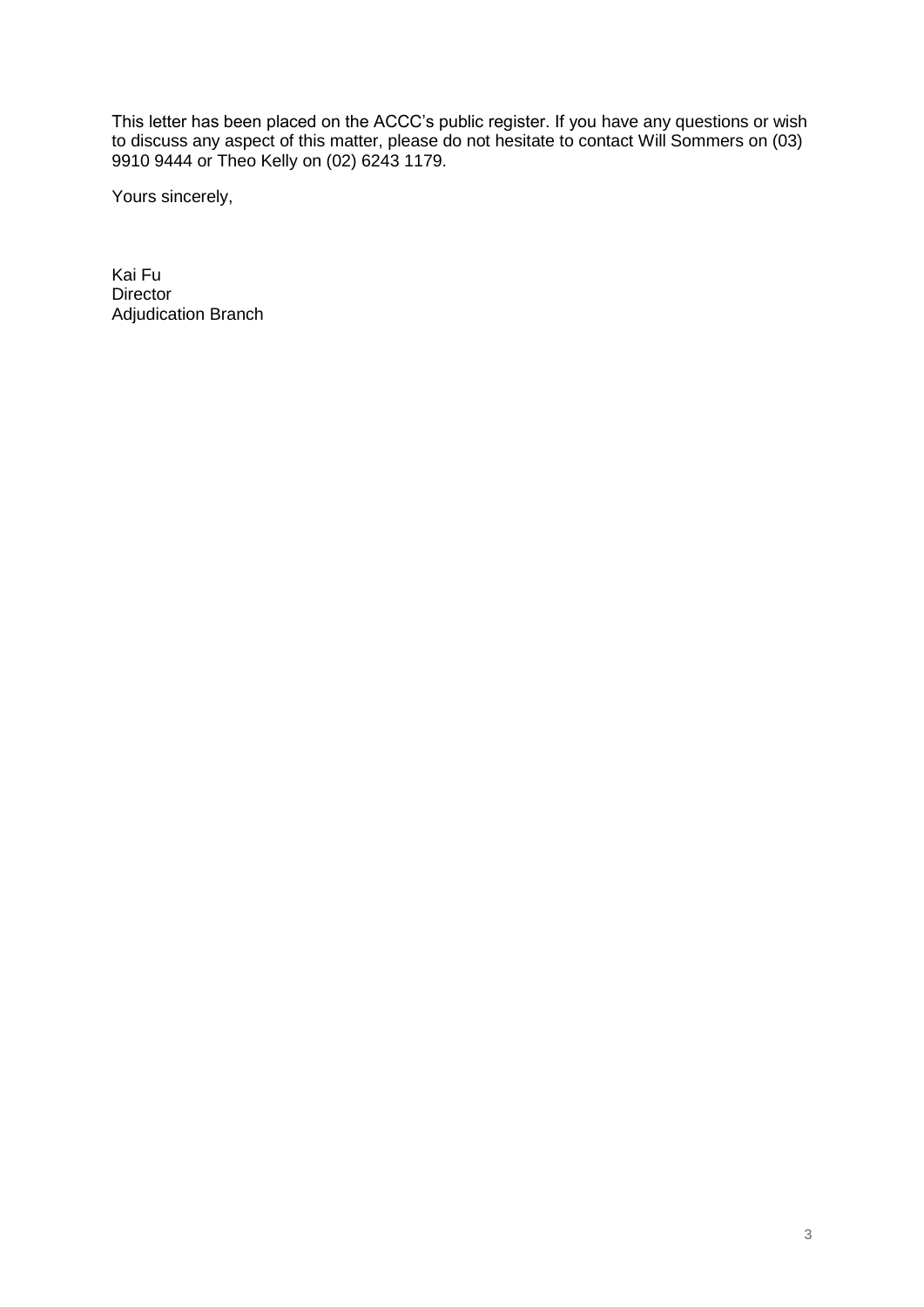This letter has been placed on the ACCC's public register. If you have any questions or wish to discuss any aspect of this matter, please do not hesitate to contact Will Sommers on (03) 9910 9444 or Theo Kelly on (02) 6243 1179.

Yours sincerely,

Kai Fu
Director
Adjudication Branch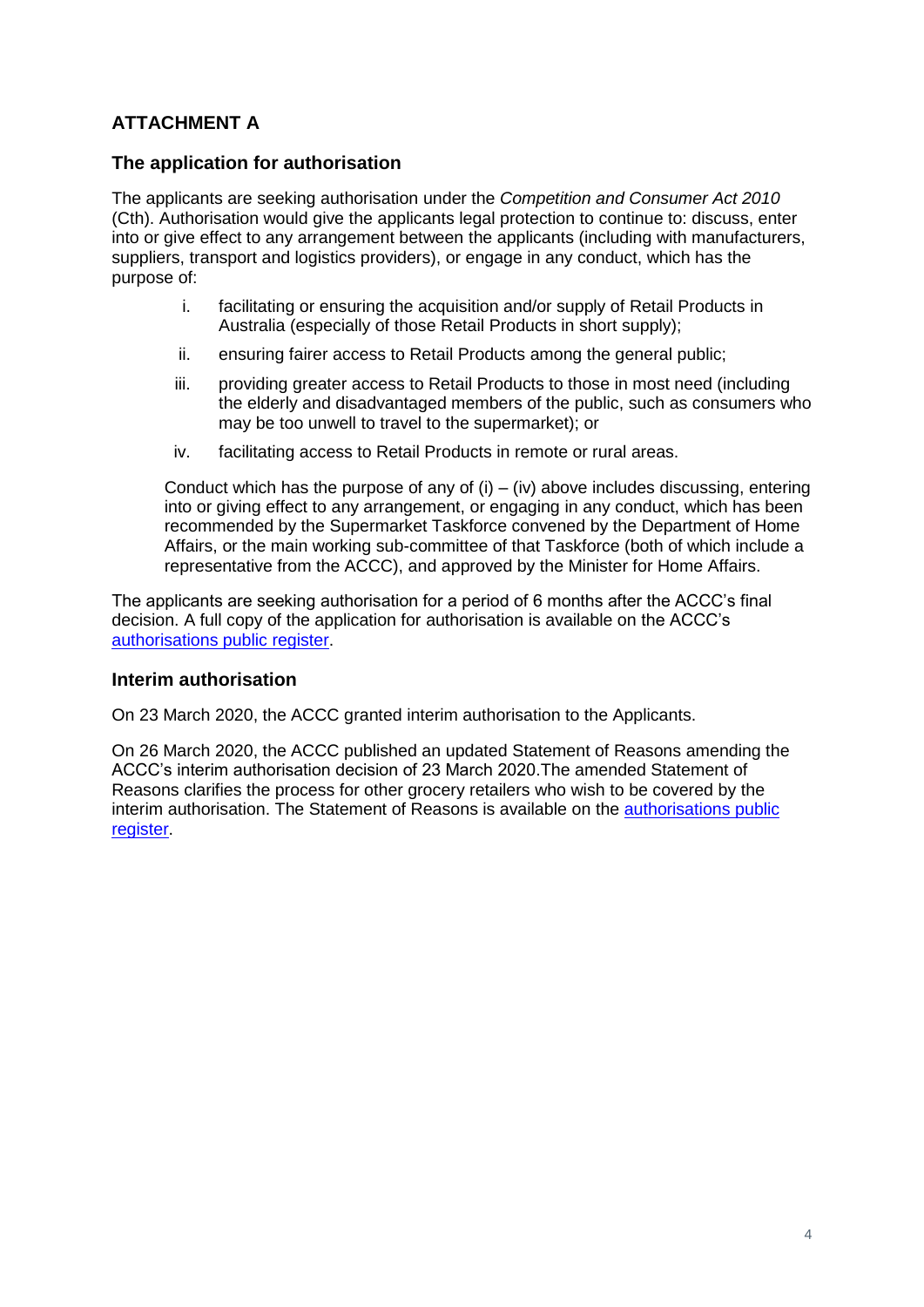## ATTACHMENT A

### The application for authorisation

The applicants are seeking authorisation under the *Competition and Consumer Act 2010* (Cth). Authorisation would give the applicants legal protection to continue to: discuss, enter into or give effect to any arrangement between the applicants (including with manufacturers, suppliers, transport and logistics providers), or engage in any conduct, which has the purpose of:

i. facilitating or ensuring the acquisition and/or supply of Retail Products in Australia (especially of those Retail Products in short supply);

ii. ensuring fairer access to Retail Products among the general public;

iii. providing greater access to Retail Products to those in most need (including the elderly and disadvantaged members of the public, such as consumers who may be too unwell to travel to the supermarket); or

iv. facilitating access to Retail Products in remote or rural areas.

Conduct which has the purpose of any of (i) – (iv) above includes discussing, entering into or giving effect to any arrangement, or engaging in any conduct, which has been recommended by the Supermarket Taskforce convened by the Department of Home Affairs, or the main working sub-committee of that Taskforce (both of which include a representative from the ACCC), and approved by the Minister for Home Affairs.

The applicants are seeking authorisation for a period of 6 months after the ACCC's final decision. A full copy of the application for authorisation is available on the ACCC's authorisations public register.

### Interim authorisation

On 23 March 2020, the ACCC granted interim authorisation to the Applicants.

On 26 March 2020, the ACCC published an updated Statement of Reasons amending the ACCC's interim authorisation decision of 23 March 2020.The amended Statement of Reasons clarifies the process for other grocery retailers who wish to be covered by the interim authorisation. The Statement of Reasons is available on the authorisations public register.